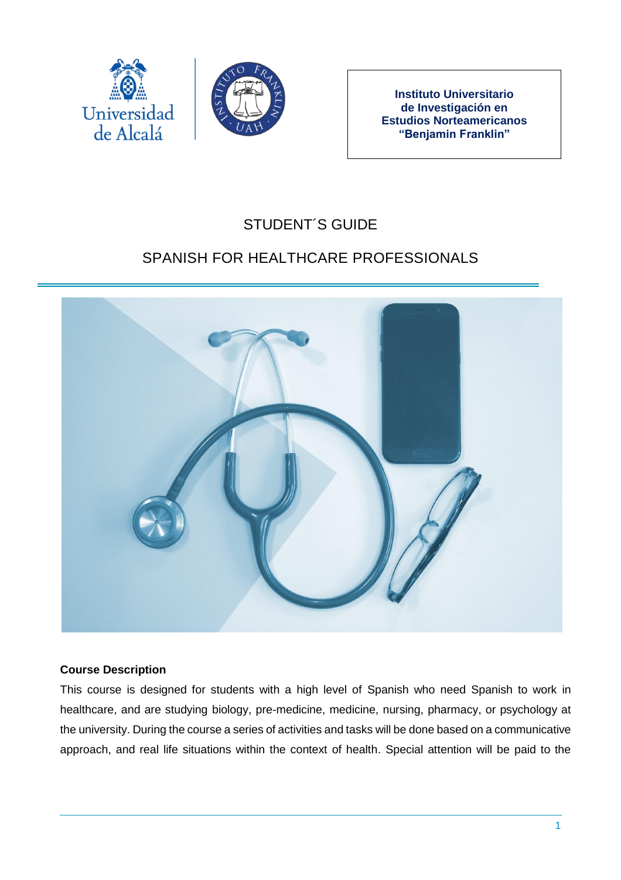Instituto Universitario de Investigación en Estudios Norteamericanos "Benjamin Franklin"

# STUDENT´S GUIDE

# SPANISH FOR HEALTHCARE PROFESSIONALS

### Course Description

This course is designed for students with a high level of Spanish who need Spanish to work in healthcare, and are studying biology, pre-medicine, medicine, nursing, pharmacy, or psychology at the university. During the course a series of activities and tasks will be done based on a communicative approach, and real life situations within the context of health. Special attention will be paid to the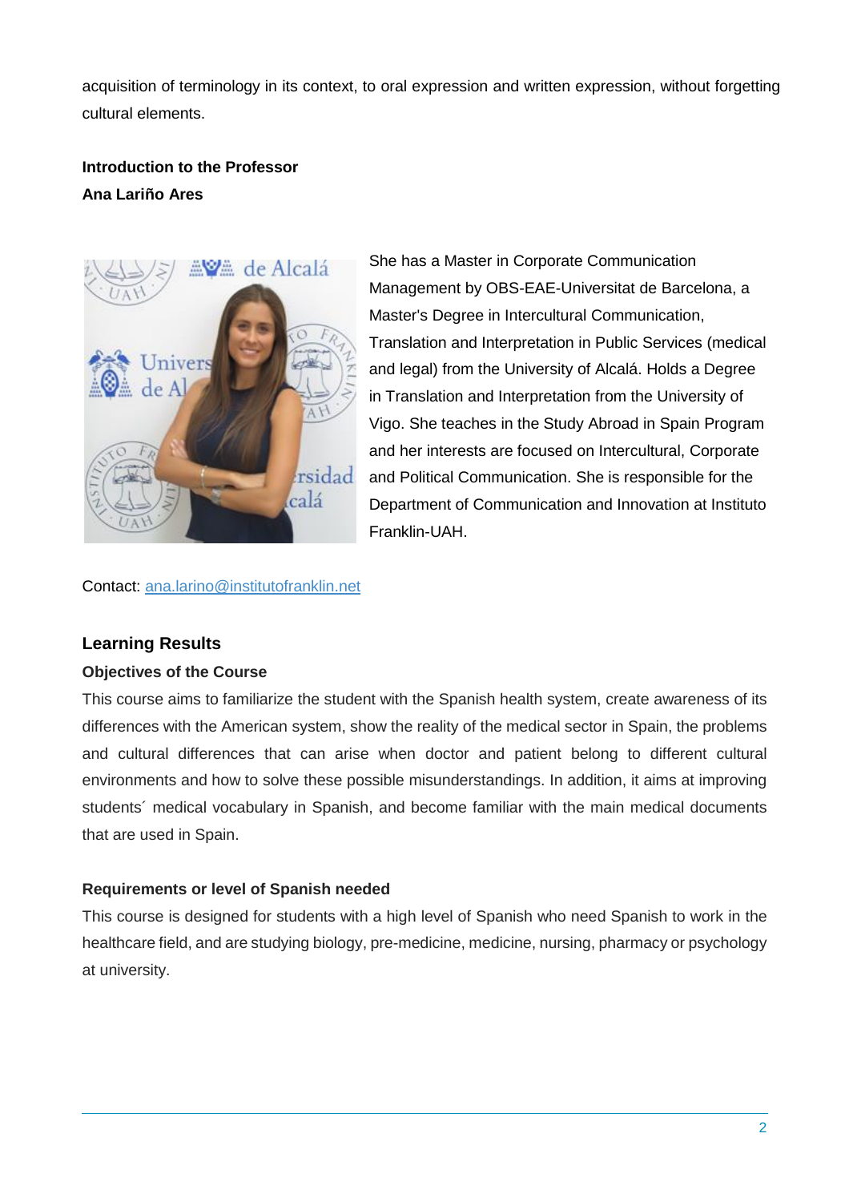acquisition of terminology in its context, to oral expression and written expression, without forgetting cultural elements.

**Introduction to the Professor**
**Ana Lariño Ares**

She has a Master in Corporate Communication Management by OBS-EAE-Universitat de Barcelona, a Master's Degree in Intercultural Communication, Translation and Interpretation in Public Services (medical and legal) from the University of Alcalá. Holds a Degree in Translation and Interpretation from the University of Vigo. She teaches in the Study Abroad in Spain Program and her interests are focused on Intercultural, Corporate and Political Communication. She is responsible for the Department of Communication and Innovation at Instituto Franklin-UAH.

Contact: [ana.larino@institutofranklin.net](mailto:ana.larino@institutofranklin.net)

## Learning Results

### Objectives of the Course

This course aims to familiarize the student with the Spanish health system, create awareness of its differences with the American system, show the reality of the medical sector in Spain, the problems and cultural differences that can arise when doctor and patient belong to different cultural environments and how to solve these possible misunderstandings. In addition, it aims at improving students´ medical vocabulary in Spanish, and become familiar with the main medical documents that are used in Spain.

### Requirements or level of Spanish needed

This course is designed for students with a high level of Spanish who need Spanish to work in the healthcare field, and are studying biology, pre-medicine, medicine, nursing, pharmacy or psychology at university.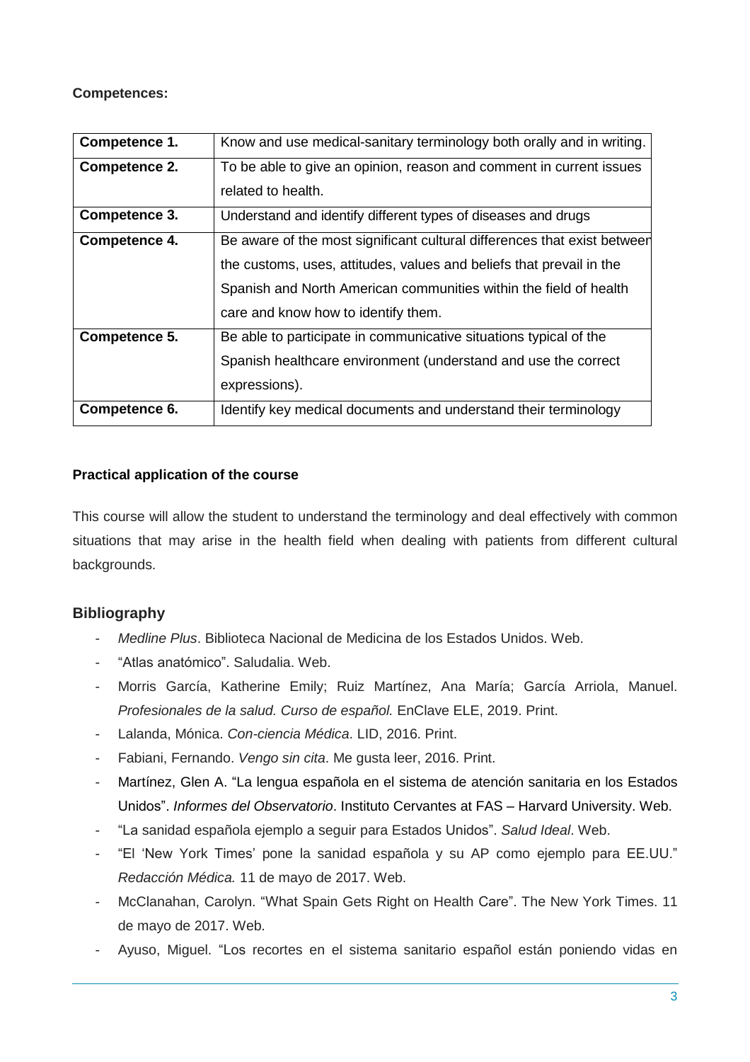**Competences:**

| Competence 1. | Know and use medical-sanitary terminology both orally and in writing. |
|---|---|
| **Competence 2.** | To be able to give an opinion, reason and comment in current issues related to health. |
| **Competence 3.** | Understand and identify different types of diseases and drugs |
| **Competence 4.** | Be aware of the most significant cultural differences that exist between the customs, uses, attitudes, values and beliefs that prevail in the Spanish and North American communities within the field of health care and know how to identify them. |
| **Competence 5.** | Be able to participate in communicative situations typical of the Spanish healthcare environment (understand and use the correct expressions). |
| **Competence 6.** | Identify key medical documents and understand their terminology |

**Practical application of the course**

This course will allow the student to understand the terminology and deal effectively with common situations that may arise in the health field when dealing with patients from different cultural backgrounds.

## Bibliography

- *Medline Plus*. Biblioteca Nacional de Medicina de los Estados Unidos. Web.
- "Atlas anatómico". Saludalia. Web.
- Morris García, Katherine Emily; Ruiz Martínez, Ana María; García Arriola, Manuel. *Profesionales de la salud. Curso de español.* EnClave ELE, 2019. Print.
- Lalanda, Mónica. *Con-ciencia Médica*. LID, 2016. Print.
- Fabiani, Fernando. *Vengo sin cita*. Me gusta leer, 2016. Print.
- Martínez, Glen A. "La lengua española en el sistema de atención sanitaria en los Estados Unidos". *Informes del Observatorio*. Instituto Cervantes at FAS – Harvard University. Web.
- "La sanidad española ejemplo a seguir para Estados Unidos". *Salud Ideal*. Web.
- "El 'New York Times' pone la sanidad española y su AP como ejemplo para EE.UU." *Redacción Médica.* 11 de mayo de 2017. Web.
- McClanahan, Carolyn. "What Spain Gets Right on Health Care". The New York Times. 11 de mayo de 2017. Web.
- Ayuso, Miguel. "Los recortes en el sistema sanitario español están poniendo vidas en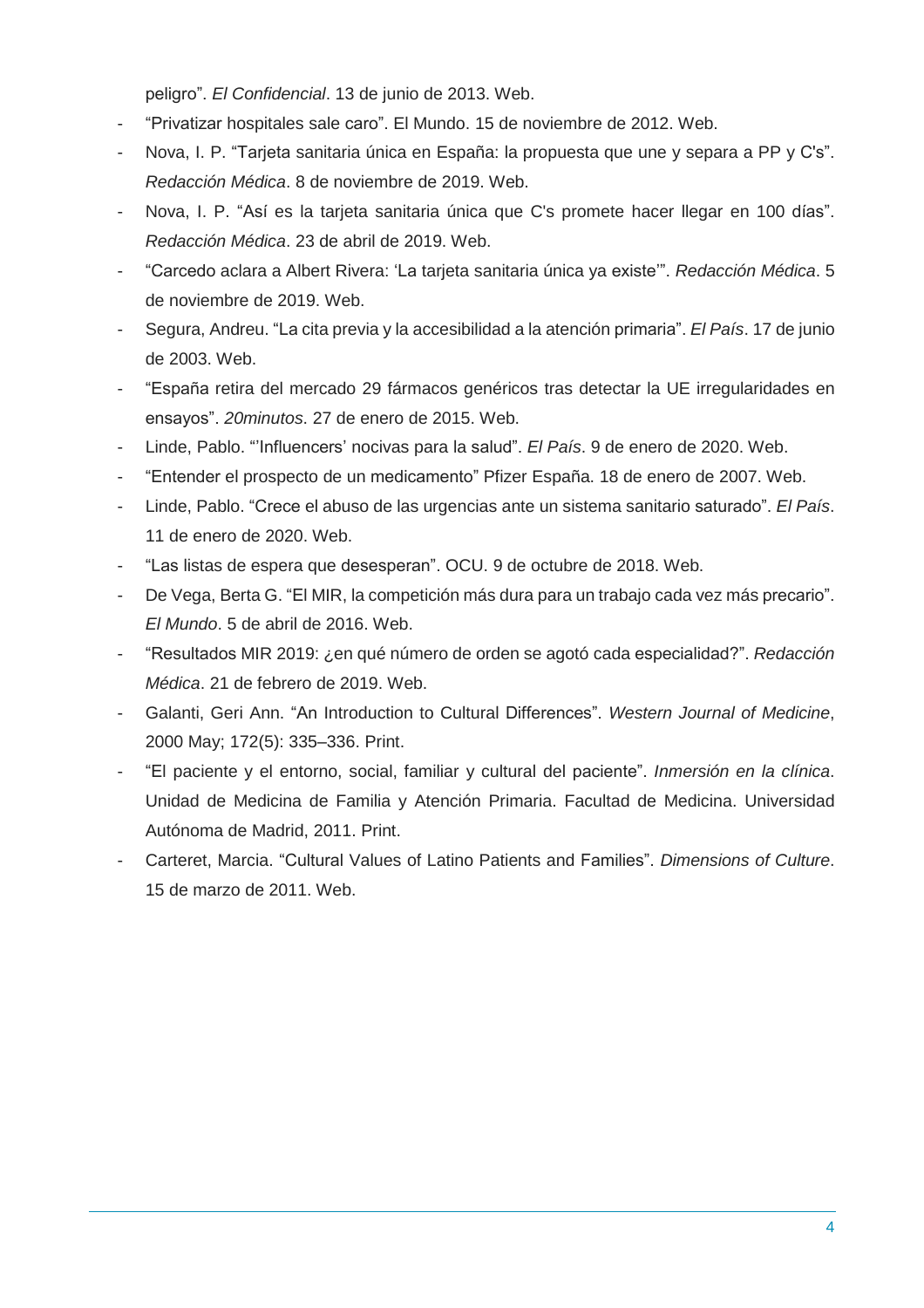peligro". *El Confidencial*. 13 de junio de 2013. Web.

- "Privatizar hospitales sale caro". El Mundo. 15 de noviembre de 2012. Web.
- Nova, I. P. "Tarjeta sanitaria única en España: la propuesta que une y separa a PP y C's". *Redacción Médica*. 8 de noviembre de 2019. Web.
- Nova, I. P. "Así es la tarjeta sanitaria única que C's promete hacer llegar en 100 días". *Redacción Médica*. 23 de abril de 2019. Web.
- "Carcedo aclara a Albert Rivera: 'La tarjeta sanitaria única ya existe'". *Redacción Médica*. 5 de noviembre de 2019. Web.
- Segura, Andreu. "La cita previa y la accesibilidad a la atención primaria". *El País*. 17 de junio de 2003. Web.
- "España retira del mercado 29 fármacos genéricos tras detectar la UE irregularidades en ensayos". *20minutos*. 27 de enero de 2015. Web.
- Linde, Pablo. "'Influencers' nocivas para la salud". *El País*. 9 de enero de 2020. Web.
- "Entender el prospecto de un medicamento" Pfizer España. 18 de enero de 2007. Web.
- Linde, Pablo. "Crece el abuso de las urgencias ante un sistema sanitario saturado". *El País*. 11 de enero de 2020. Web.
- "Las listas de espera que desesperan". OCU. 9 de octubre de 2018. Web.
- De Vega, Berta G. "El MIR, la competición más dura para un trabajo cada vez más precario". *El Mundo*. 5 de abril de 2016. Web.
- "Resultados MIR 2019: ¿en qué número de orden se agotó cada especialidad?". *Redacción Médica*. 21 de febrero de 2019. Web.
- Galanti, Geri Ann. "An Introduction to Cultural Differences". *Western Journal of Medicine*, 2000 May; 172(5): 335–336. Print.
- "El paciente y el entorno, social, familiar y cultural del paciente". *Inmersión en la clínica*. Unidad de Medicina de Familia y Atención Primaria. Facultad de Medicina. Universidad Autónoma de Madrid, 2011. Print.
- Carteret, Marcia. "Cultural Values of Latino Patients and Families". *Dimensions of Culture*. 15 de marzo de 2011. Web.